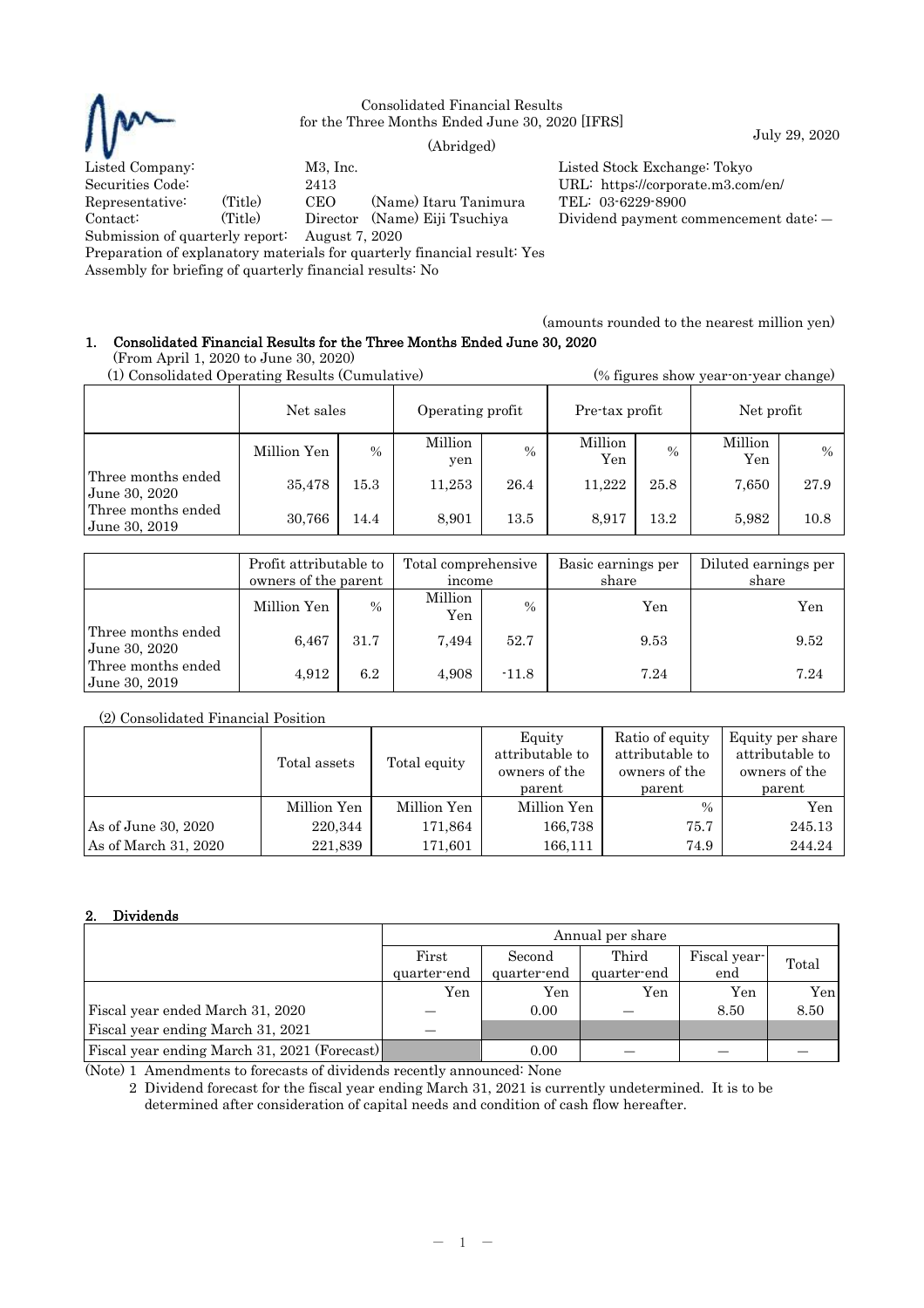Consolidated Financial Results
for the Three Months Ended June 30, 2020 [IFRS]

(Abridged)

July 29, 2020

Listed Company: M3, Inc.
Listed Stock Exchange: Tokyo
Securities Code: 2413
URL: https://corporate.m3.com/en/
Representative: (Title) CEO (Name) Itaru Tanimura
TEL: 03-6229-8900
Contact: (Title) Director (Name) Eiji Tsuchiya
Dividend payment commencement date: ―
Submission of quarterly report: August 7, 2020
Preparation of explanatory materials for quarterly financial result: Yes
Assembly for briefing of quarterly financial results: No

(amounts rounded to the nearest million yen)

## 1. Consolidated Financial Results for the Three Months Ended June 30, 2020

(From April 1, 2020 to June 30, 2020)

(1) Consolidated Operating Results (Cumulative) (% figures show year-on-year change)

| | Net sales | | Operating profit | | Pre-tax profit | | Net profit | |
|---|---|---|---|---|---|---|---|---|
| | Million Yen | % | Million yen | % | Million Yen | % | Million Yen | % |
| Three months ended June 30, 2020 | 35,478 | 15.3 | 11,253 | 26.4 | 11,222 | 25.8 | 7,650 | 27.9 |
| Three months ended June 30, 2019 | 30,766 | 14.4 | 8,901 | 13.5 | 8,917 | 13.2 | 5,982 | 10.8 |

| | Profit attributable to owners of the parent | | Total comprehensive income | | Basic earnings per share | Diluted earnings per share |
|---|---|---|---|---|---|---|
| | Million Yen | % | Million Yen | % | Yen | Yen |
| Three months ended June 30, 2020 | 6,467 | 31.7 | 7,494 | 52.7 | 9.53 | 9.52 |
| Three months ended June 30, 2019 | 4,912 | 6.2 | 4,908 | -11.8 | 7.24 | 7.24 |

(2) Consolidated Financial Position

| | Total assets | Total equity | Equity attributable to owners of the parent | Ratio of equity attributable to owners of the parent | Equity per share attributable to owners of the parent |
|---|---|---|---|---|---|
| | Million Yen | Million Yen | Million Yen | % | Yen |
| As of June 30, 2020 | 220,344 | 171,864 | 166,738 | 75.7 | 245.13 |
| As of March 31, 2020 | 221,839 | 171,601 | 166,111 | 74.9 | 244.24 |

## 2. Dividends

| | Annual per share | | | | |
|---|---|---|---|---|---|
| | First quarter-end | Second quarter-end | Third quarter-end | Fiscal year-end | Total |
| | Yen | Yen | Yen | Yen | Yen |
| Fiscal year ended March 31, 2020 | ― | 0.00 | ― | 8.50 | 8.50 |
| Fiscal year ending March 31, 2021 | ― | | | | |
| Fiscal year ending March 31, 2021 (Forecast) | | 0.00 | ― | ― | ― |

(Note) 1 Amendments to forecasts of dividends recently announced: None

2 Dividend forecast for the fiscal year ending March 31, 2021 is currently undetermined. It is to be determined after consideration of capital needs and condition of cash flow hereafter.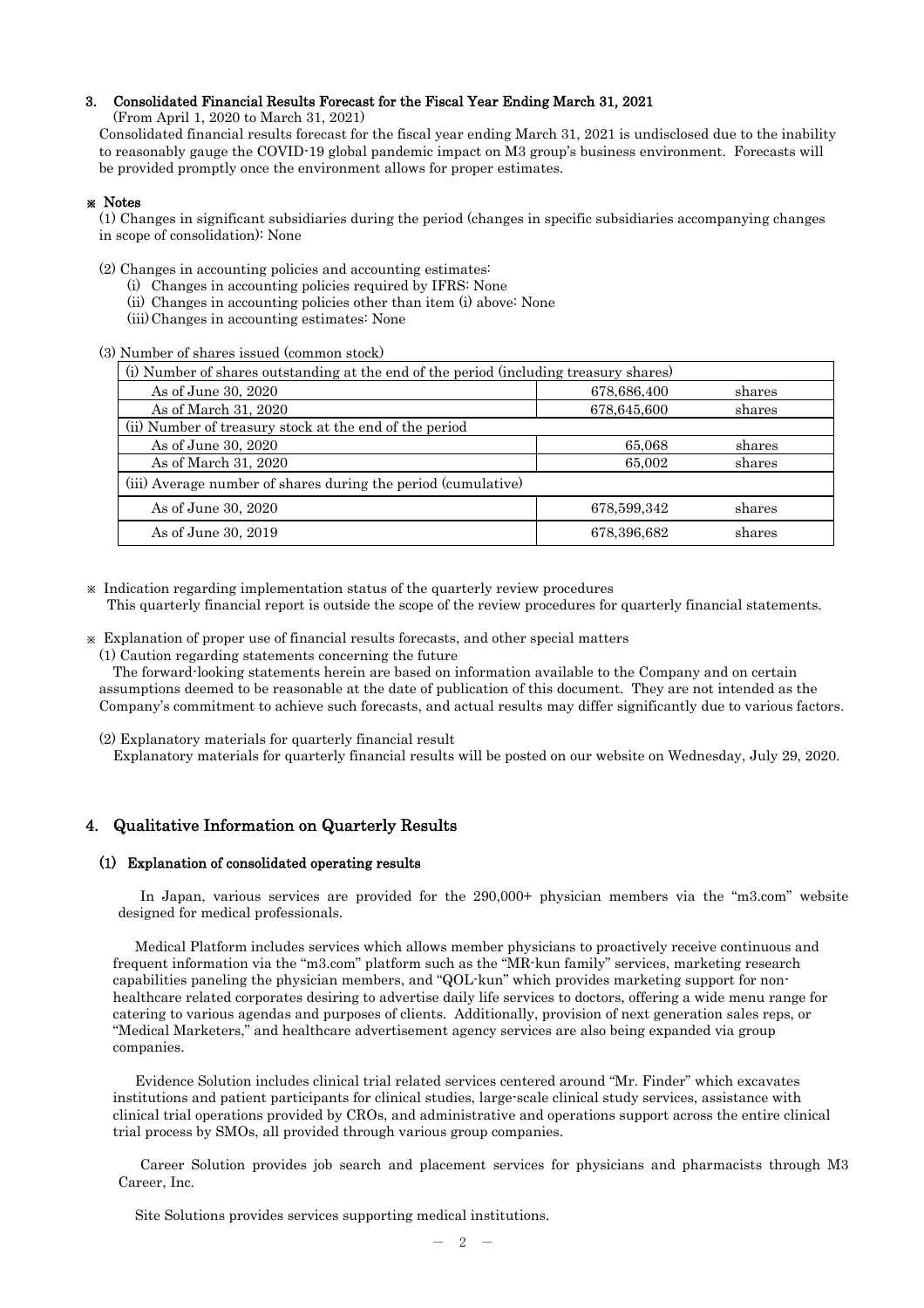## 3. Consolidated Financial Results Forecast for the Fiscal Year Ending March 31, 2021

(From April 1, 2020 to March 31, 2021)

Consolidated financial results forecast for the fiscal year ending March 31, 2021 is undisclosed due to the inability to reasonably gauge the COVID-19 global pandemic impact on M3 group's business environment. Forecasts will be provided promptly once the environment allows for proper estimates.

**※ Notes**

(1) Changes in significant subsidiaries during the period (changes in specific subsidiaries accompanying changes in scope of consolidation): None

(2) Changes in accounting policies and accounting estimates:
- (i) Changes in accounting policies required by IFRS: None
- (ii) Changes in accounting policies other than item (i) above: None
- (iii) Changes in accounting estimates: None

(3) Number of shares issued (common stock)

| (i) Number of shares outstanding at the end of the period (including treasury shares) | | |
|---|---|---|
| As of June 30, 2020 | 678,686,400 | shares |
| As of March 31, 2020 | 678,645,600 | shares |
| (ii) Number of treasury stock at the end of the period | | |
| As of June 30, 2020 | 65,068 | shares |
| As of March 31, 2020 | 65,002 | shares |
| (iii) Average number of shares during the period (cumulative) | | |
| As of June 30, 2020 | 678,599,342 | shares |
| As of June 30, 2019 | 678,396,682 | shares |

※ Indication regarding implementation status of the quarterly review procedures

This quarterly financial report is outside the scope of the review procedures for quarterly financial statements.

※ Explanation of proper use of financial results forecasts, and other special matters

(1) Caution regarding statements concerning the future

The forward-looking statements herein are based on information available to the Company and on certain assumptions deemed to be reasonable at the date of publication of this document. They are not intended as the Company's commitment to achieve such forecasts, and actual results may differ significantly due to various factors.

(2) Explanatory materials for quarterly financial result

Explanatory materials for quarterly financial results will be posted on our website on Wednesday, July 29, 2020.

## 4. Qualitative Information on Quarterly Results

### (1) Explanation of consolidated operating results

In Japan, various services are provided for the 290,000+ physician members via the "m3.com" website designed for medical professionals.

Medical Platform includes services which allows member physicians to proactively receive continuous and frequent information via the "m3.com" platform such as the "MR-kun family" services, marketing research capabilities paneling the physician members, and "QOL-kun" which provides marketing support for non-healthcare related corporates desiring to advertise daily life services to doctors, offering a wide menu range for catering to various agendas and purposes of clients. Additionally, provision of next generation sales reps, or "Medical Marketers," and healthcare advertisement agency services are also being expanded via group companies.

Evidence Solution includes clinical trial related services centered around "Mr. Finder" which excavates institutions and patient participants for clinical studies, large-scale clinical study services, assistance with clinical trial operations provided by CROs, and administrative and operations support across the entire clinical trial process by SMOs, all provided through various group companies.

Career Solution provides job search and placement services for physicians and pharmacists through M3 Career, Inc.

Site Solutions provides services supporting medical institutions.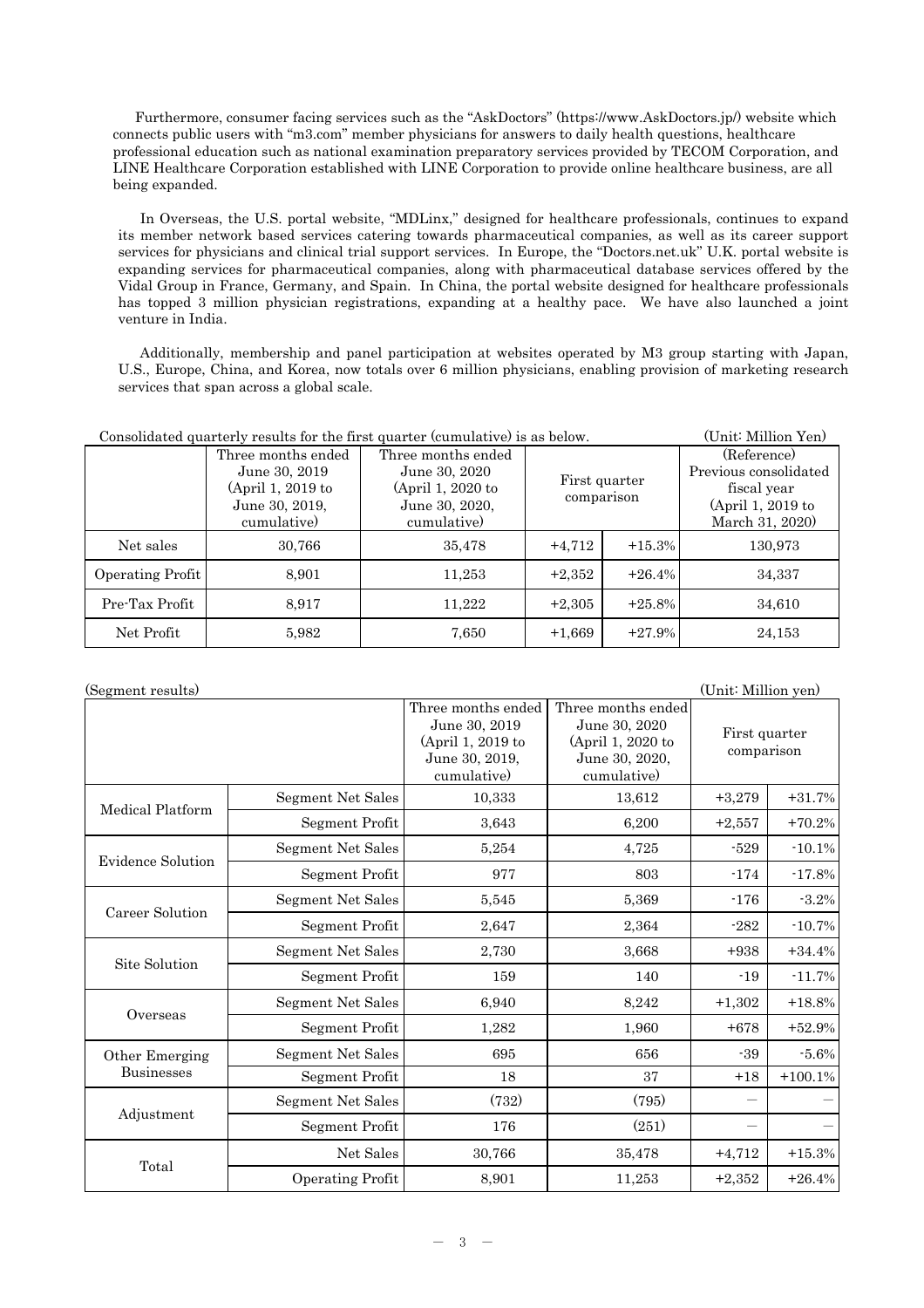Furthermore, consumer facing services such as the "AskDoctors" (https://www.AskDoctors.jp/) website which connects public users with "m3.com" member physicians for answers to daily health questions, healthcare professional education such as national examination preparatory services provided by TECOM Corporation, and LINE Healthcare Corporation established with LINE Corporation to provide online healthcare business, are all being expanded.

In Overseas, the U.S. portal website, "MDLinx," designed for healthcare professionals, continues to expand its member network based services catering towards pharmaceutical companies, as well as its career support services for physicians and clinical trial support services. In Europe, the "Doctors.net.uk" U.K. portal website is expanding services for pharmaceutical companies, along with pharmaceutical database services offered by the Vidal Group in France, Germany, and Spain. In China, the portal website designed for healthcare professionals has topped 3 million physician registrations, expanding at a healthy pace. We have also launched a joint venture in India.

Additionally, membership and panel participation at websites operated by M3 group starting with Japan, U.S., Europe, China, and Korea, now totals over 6 million physicians, enabling provision of marketing research services that span across a global scale.

Consolidated quarterly results for the first quarter (cumulative) is as below. (Unit: Million Yen)

| | Three months ended June 30, 2019 (April 1, 2019 to June 30, 2019, cumulative) | Three months ended June 30, 2020 (April 1, 2020 to June 30, 2020, cumulative) | First quarter comparison | | (Reference) Previous consolidated fiscal year (April 1, 2019 to March 31, 2020) |
|---|---|---|---|---|---|
| Net sales | 30,766 | 35,478 | +4,712 | +15.3% | 130,973 |
| Operating Profit | 8,901 | 11,253 | +2,352 | +26.4% | 34,337 |
| Pre-Tax Profit | 8,917 | 11,222 | +2,305 | +25.8% | 34,610 |
| Net Profit | 5,982 | 7,650 | +1,669 | +27.9% | 24,153 |

(Segment results) (Unit: Million yen)

| | | Three months ended June 30, 2019 (April 1, 2019 to June 30, 2019, cumulative) | Three months ended June 30, 2020 (April 1, 2020 to June 30, 2020, cumulative) | First quarter comparison | |
|---|---|---|---|---|---|
| Medical Platform | Segment Net Sales | 10,333 | 13,612 | +3,279 | +31.7% |
| | Segment Profit | 3,643 | 6,200 | +2,557 | +70.2% |
| Evidence Solution | Segment Net Sales | 5,254 | 4,725 | -529 | -10.1% |
| | Segment Profit | 977 | 803 | -174 | -17.8% |
| Career Solution | Segment Net Sales | 5,545 | 5,369 | -176 | -3.2% |
| | Segment Profit | 2,647 | 2,364 | -282 | -10.7% |
| Site Solution | Segment Net Sales | 2,730 | 3,668 | +938 | +34.4% |
| | Segment Profit | 159 | 140 | -19 | -11.7% |
| Overseas | Segment Net Sales | 6,940 | 8,242 | +1,302 | +18.8% |
| | Segment Profit | 1,282 | 1,960 | +678 | +52.9% |
| Other Emerging Businesses | Segment Net Sales | 695 | 656 | -39 | -5.6% |
| | Segment Profit | 18 | 37 | +18 | +100.1% |
| Adjustment | Segment Net Sales | (732) | (795) | — | — |
| | Segment Profit | 176 | (251) | — | — |
| Total | Net Sales | 30,766 | 35,478 | +4,712 | +15.3% |
| | Operating Profit | 8,901 | 11,253 | +2,352 | +26.4% |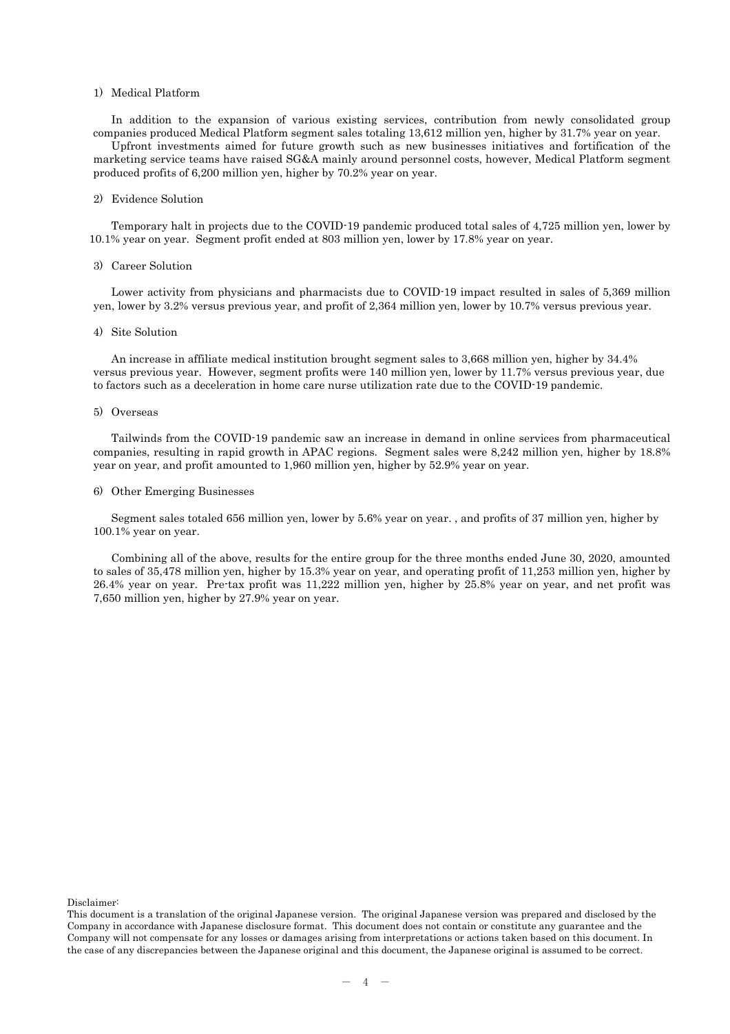1) Medical Platform

In addition to the expansion of various existing services, contribution from newly consolidated group companies produced Medical Platform segment sales totaling 13,612 million yen, higher by 31.7% year on year.

Upfront investments aimed for future growth such as new businesses initiatives and fortification of the marketing service teams have raised SG&A mainly around personnel costs, however, Medical Platform segment produced profits of 6,200 million yen, higher by 70.2% year on year.

2) Evidence Solution

Temporary halt in projects due to the COVID-19 pandemic produced total sales of 4,725 million yen, lower by 10.1% year on year. Segment profit ended at 803 million yen, lower by 17.8% year on year.

3) Career Solution

Lower activity from physicians and pharmacists due to COVID-19 impact resulted in sales of 5,369 million yen, lower by 3.2% versus previous year, and profit of 2,364 million yen, lower by 10.7% versus previous year.

4) Site Solution

An increase in affiliate medical institution brought segment sales to 3,668 million yen, higher by 34.4% versus previous year. However, segment profits were 140 million yen, lower by 11.7% versus previous year, due to factors such as a deceleration in home care nurse utilization rate due to the COVID-19 pandemic.

5) Overseas

Tailwinds from the COVID-19 pandemic saw an increase in demand in online services from pharmaceutical companies, resulting in rapid growth in APAC regions. Segment sales were 8,242 million yen, higher by 18.8% year on year, and profit amounted to 1,960 million yen, higher by 52.9% year on year.

6) Other Emerging Businesses

Segment sales totaled 656 million yen, lower by 5.6% year on year. , and profits of 37 million yen, higher by 100.1% year on year.

Combining all of the above, results for the entire group for the three months ended June 30, 2020, amounted to sales of 35,478 million yen, higher by 15.3% year on year, and operating profit of 11,253 million yen, higher by 26.4% year on year. Pre-tax profit was 11,222 million yen, higher by 25.8% year on year, and net profit was 7,650 million yen, higher by 27.9% year on year.

Disclaimer:
This document is a translation of the original Japanese version. The original Japanese version was prepared and disclosed by the Company in accordance with Japanese disclosure format. This document does not contain or constitute any guarantee and the Company will not compensate for any losses or damages arising from interpretations or actions taken based on this document. In the case of any discrepancies between the Japanese original and this document, the Japanese original is assumed to be correct.